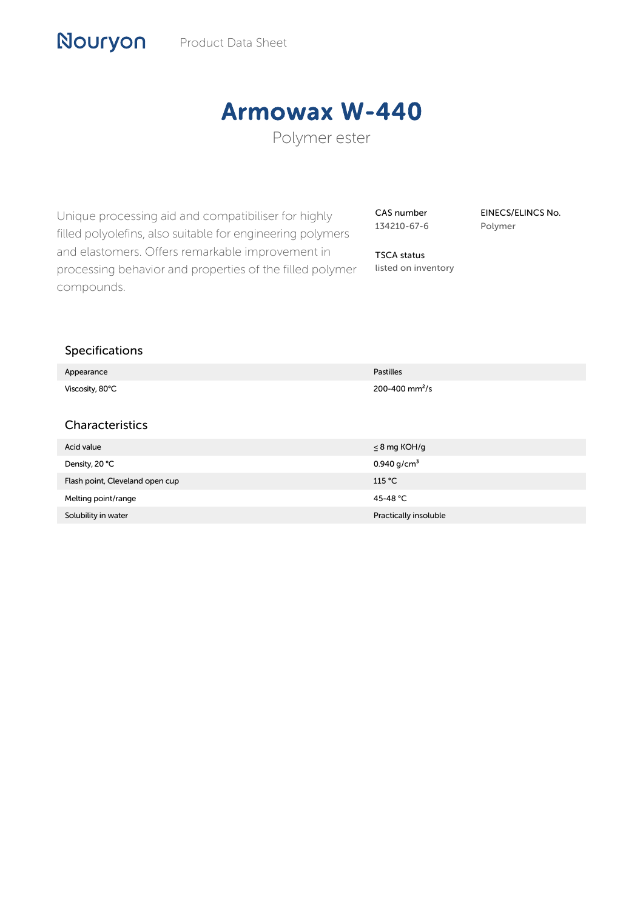Nouryon Product Data Sheet

# Armowax W-440

Polymer ester

Unique processing aid and compatibiliser for highly filled polyolefins, also suitable for engineering polymers and elastomers. Offers remarkable improvement in processing behavior and properties of the filled polymer compounds.

**CAS number**
134210-67-6

**EINECS/ELINCS No.**
Polymer

**TSCA status**
listed on inventory

## Specifications

| | |
|---|---|
| Appearance | Pastilles |
| Viscosity, 80°C | 200-400 $mm^2/s$ |

## Characteristics

| | |
|---|---|
| Acid value | $\leq$ 8 mg KOH/g |
| Density, 20 °C | 0.940 $g/cm^3$ |
| Flash point, Cleveland open cup | 115 °C |
| Melting point/range | 45-48 °C |
| Solubility in water | Practically insoluble |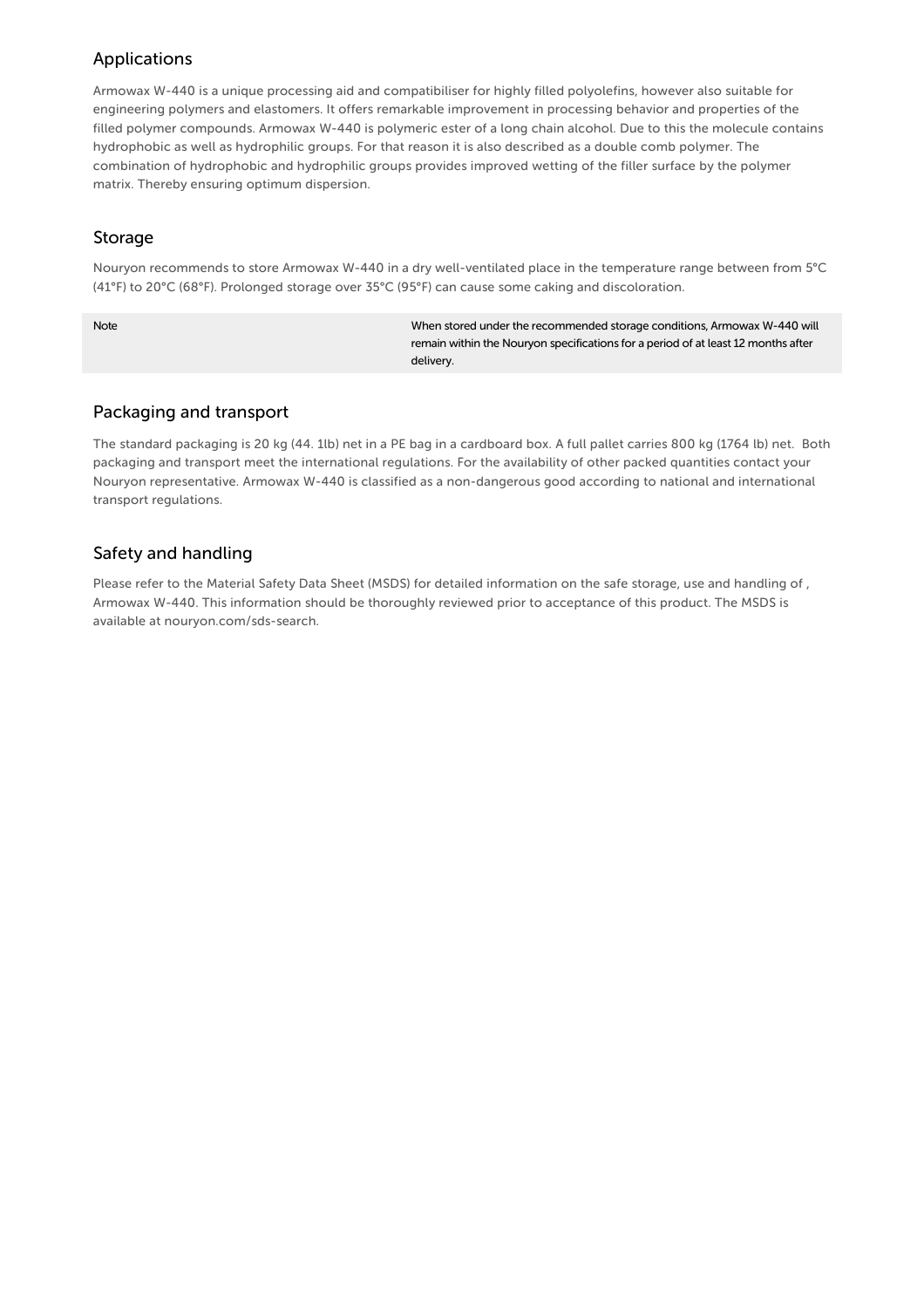## Applications

Armowax W-440 is a unique processing aid and compatibiliser for highly filled polyolefins, however also suitable for engineering polymers and elastomers. It offers remarkable improvement in processing behavior and properties of the filled polymer compounds. Armowax W-440 is polymeric ester of a long chain alcohol. Due to this the molecule contains hydrophobic as well as hydrophilic groups. For that reason it is also described as a double comb polymer. The combination of hydrophobic and hydrophilic groups provides improved wetting of the filler surface by the polymer matrix. Thereby ensuring optimum dispersion.

## Storage

Nouryon recommends to store Armowax W-440 in a dry well-ventilated place in the temperature range between from 5°C (41°F) to 20°C (68°F). Prolonged storage over 35°C (95°F) can cause some caking and discoloration.

| Note | When stored under the recommended storage conditions, Armowax W-440 will remain within the Nouryon specifications for a period of at least 12 months after delivery. |
|---|---|

## Packaging and transport

The standard packaging is 20 kg (44. 1lb) net in a PE bag in a cardboard box. A full pallet carries 800 kg (1764 lb) net. Both packaging and transport meet the international regulations. For the availability of other packed quantities contact your Nouryon representative. Armowax W-440 is classified as a non-dangerous good according to national and international transport regulations.

## Safety and handling

Please refer to the Material Safety Data Sheet (MSDS) for detailed information on the safe storage, use and handling of , Armowax W-440. This information should be thoroughly reviewed prior to acceptance of this product. The MSDS is available at nouryon.com/sds-search.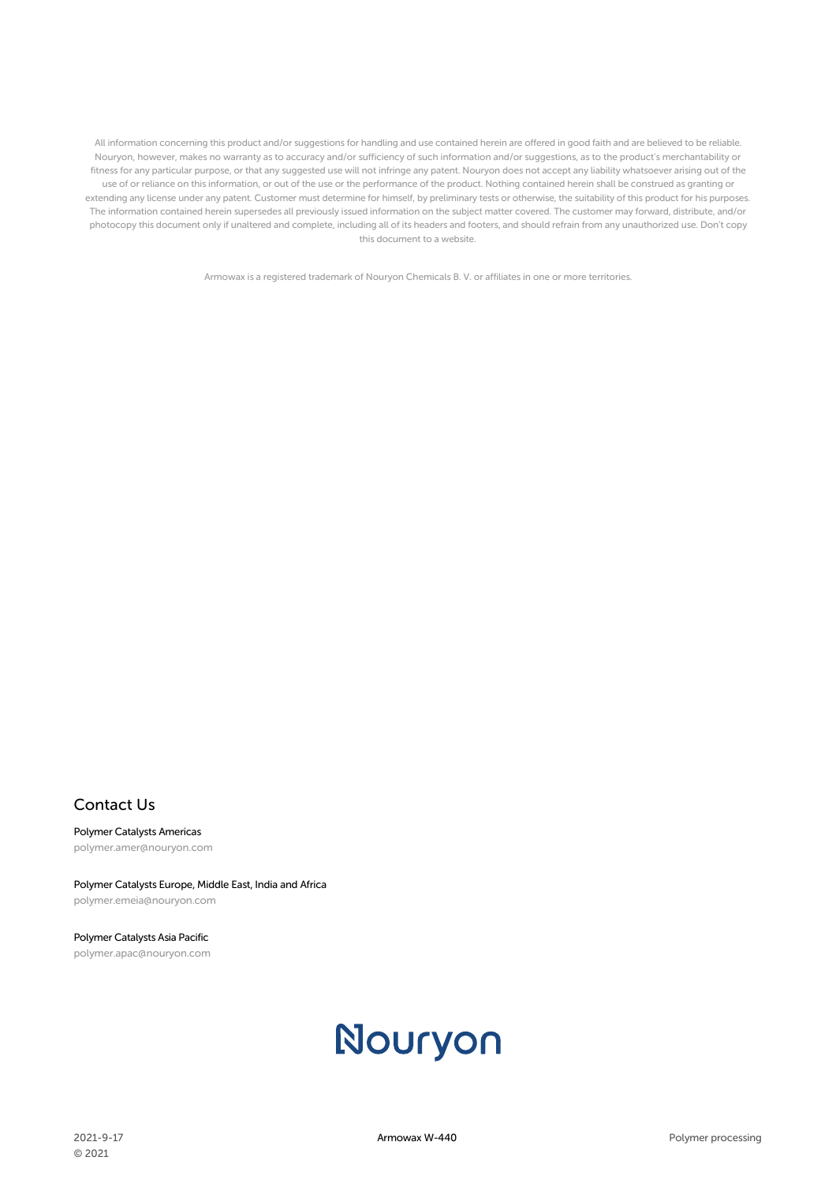All information concerning this product and/or suggestions for handling and use contained herein are offered in good faith and are believed to be reliable. Nouryon, however, makes no warranty as to accuracy and/or sufficiency of such information and/or suggestions, as to the product's merchantability or fitness for any particular purpose, or that any suggested use will not infringe any patent. Nouryon does not accept any liability whatsoever arising out of the use of or reliance on this information, or out of the use or the performance of the product. Nothing contained herein shall be construed as granting or extending any license under any patent. Customer must determine for himself, by preliminary tests or otherwise, the suitability of this product for his purposes. The information contained herein supersedes all previously issued information on the subject matter covered. The customer may forward, distribute, and/or photocopy this document only if unaltered and complete, including all of its headers and footers, and should refrain from any unauthorized use. Don't copy this document to a website.

Armowax is a registered trademark of Nouryon Chemicals B. V. or affiliates in one or more territories.

## Contact Us

Polymer Catalysts Americas
polymer.amer@nouryon.com

Polymer Catalysts Europe, Middle East, India and Africa
polymer.emeia@nouryon.com

Polymer Catalysts Asia Pacific
polymer.apac@nouryon.com

Nouryon

2021-9-17
© 2021